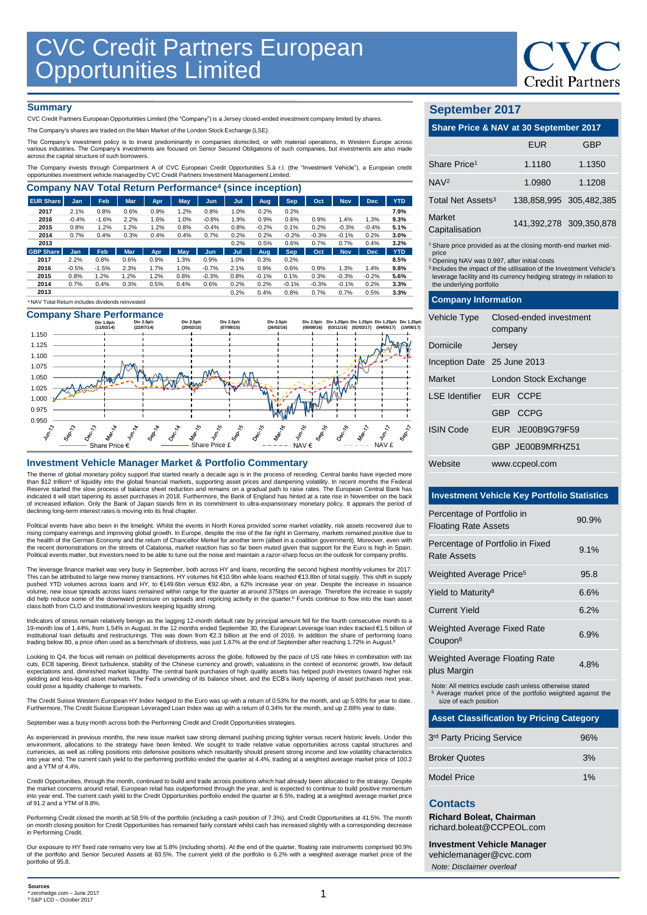# CVC Credit Partners European Opportunities Limited

## Summary

CVC Credit Partners European Opportunities Limited (the "Company") is a Jersey closed-ended investment company limited by shares.

The Company's shares are traded on the Main Market of the London Stock Exchange (LSE).

The Company's investment policy is to invest predominantly in companies domiciled, or with material operations, in Western Europe across various industries. The Company's investments are focused on Senior Secured Obligations of such companies, but investments are also made across the capital structure of such borrowers.

The Company invests through Compartment A of CVC European Credit Opportunities S.à r.l. (the "Investment Vehicle"), a European credit opportunities investment vehicle managed by CVC Credit Partners Investment Management Limited.

## Company NAV Total Return Performance[4] (since inception)

| EUR Share | Jan | Feb | Mar | Apr | May | Jun | Jul | Aug | Sep | Oct | Nov | Dec | YTD |
|---|---|---|---|---|---|---|---|---|---|---|---|---|---|
| 2017 | 2.1% | 0.8% | 0.6% | 0.9% | 1.2% | 0.8% | 1.0% | 0.2% | 0.2% | | | | 7.9% |
| 2016 | -0.4% | -1.6% | 2.2% | 1.6% | 1.0% | -0.8% | 1.9% | 0.9% | 0.6% | 0.9% | 1.4% | 1.3% | 9.3% |
| 2015 | 0.8% | 1.2% | 1.2% | 1.2% | 0.8% | -0.4% | 0.8% | -0.2% | 0.1% | 0.2% | -0.3% | -0.4% | 5.1% |
| 2014 | 0.7% | 0.4% | 0.3% | 0.4% | 0.4% | 0.7% | 0.2% | 0.2% | -0.2% | -0.3% | -0.1% | 0.2% | 3.0% |
| 2013 | | | | | | | 0.2% | 0.5% | 0.6% | 0.7% | 0.7% | 0.4% | 3.2% |

| GBP Share | Jan | Feb | Mar | Apr | May | Jun | Jul | Aug | Sep | Oct | Nov | Dec | YTD |
|---|---|---|---|---|---|---|---|---|---|---|---|---|---|
| 2017 | 2.2% | 0.8% | 0.6% | 0.9% | 1.3% | 0.9% | 1.0% | 0.3% | 0.2% | | | | 8.5% |
| 2016 | -0.5% | -1.5% | 2.3% | 1.7% | 1.0% | -0.7% | 2.1% | 0.9% | 0.6% | 0.9% | 1.3% | 1.4% | 9.8% |
| 2015 | 0.8% | 1.2% | 1.2% | 1.2% | 0.8% | -0.3% | 0.8% | -0.1% | 0.1% | 0.3% | -0.3% | -0.2% | 5.6% |
| 2014 | 0.7% | 0.4% | 0.3% | 0.5% | 0.4% | 0.6% | 0.2% | 0.2% | -0.1% | -0.3% | -0.1% | 0.2% | 3.3% |
| 2013 | | | | | | | 0.2% | 0.4% | 0.8% | 0.7% | 0.7% | 0.5% | 3.3% |

[4] NAV Total Return includes dividends reinvested

## Company Share Performance

Div 1.0p/c (11/02/14) · Div 2.5p/c (22/07/14) · Div 2.5p/c (20/02/15) · Div 2.5p/c (07/08/15) · Div 2.5p/c (26/02/16) · Div 2.5p/c (05/08/16) · Div 1.25p/c (03/11/16) · Div 1.25p/c (02/02/17) · Div 1.25p/c (04/05/17) · Div 1.25p/c (10/08/17)

Share Price € · Share Price £ · NAV € · NAV £

## Investment Vehicle Manager Market & Portfolio Commentary

The theme of global monetary policy support that started nearly a decade ago is in the process of receding. Central banks have injected more than $12 trillion[a] of liquidity into the global financial markets, supporting asset prices and dampening volatility. In recent months the Federal Reserve started the slow process of balance sheet reduction and remains on a gradual path to raise rates. The European Central Bank has indicated it will start tapering its asset purchases in 2018. Furthermore, the Bank of England has hinted at a rate rise in November on the back of increased inflation. Only the Bank of Japan stands firm in its commitment to ultra-expansionary monetary policy. It appears the period of declining long-term interest rates is moving into its final chapter.

Political events have also been in the limelight. Whilst the events in North Korea provided some market volatility, risk assets recovered due to rising company earnings and improving global growth. In Europe, despite the rise of the far right in Germany, markets remained positive due to the health of the German Economy and the return of Chancellor Merkel for another term (albeit in a coalition government). Moreover, even with the recent demonstrations on the streets of Catalonia, market reaction has so far been muted given that support for the Euro is high in Spain. Political events matter, but investors need to be able to tune out the noise and maintain a razor-sharp focus on the outlook for company profits.

The leverage finance market was very busy in September, both across HY and loans, recording the second highest monthly volumes for 2017. This can be attributed to large new money transactions. HY volumes hit €10.9bn while loans reached €13.8bn of total supply. This shift in supply pushed YTD volumes across loans and HY, to €149.6bn versus €92.4bn, a 62% increase year on year. Despite the increase in issuance volume, new issue spreads across loans remained within range for the quarter at around 375bps on average. Therefore the increase in supply did help reduce some of the downward pressure on spreads and repricing activity in the quarter.[b] Funds continue to flow into the loan asset class both from CLO and institutional investors keeping liquidity strong.

Indicators of stress remain relatively benign as the lagging 12-month default rate by principal amount fell for the fourth consecutive month to a 19-month low of 1.44%, from 1.54% in August. In the 12 months ended September 30, the European Leverage loan index tracked €1.5 billion of institutional loan defaults and restructurings. This was down from €2.3 billion at the end of 2016. In addition the share of performing loans trading below 80, a price often used as a benchmark of distress, was just 1.67% at the end of September after reaching 1.72% in August.[b]

Looking to Q4, the focus will remain on political developments across the globe, followed by the pace of US rate hikes in combination with tax cuts, ECB tapering, Brexit turbulence, stability of the Chinese currency and growth, valuations in the context of economic growth, low default expectations and, diminished market liquidity. The central bank purchases of high quality assets has helped push investors toward higher risk yielding and less-liquid asset markets. The Fed's unwinding of its balance sheet, and the ECB's likely tapering of asset purchases next year, could pose a liquidity challenge to markets.

The Credit Suisse Western European HY Index hedged to the Euro was up with a return of 0.53% for the month, and up 5.93% for year to date. Furthermore, The Credit Suisse European Leveraged Loan Index was up with a return of 0.34% for the month, and up 2.88% year to date.

September was a busy month across both the Performing Credit and Credit Opportunities strategies.

As experienced in previous months, the new issue market saw strong demand pushing pricing tighter versus recent historic levels. Under this environment, allocations to the strategy have been limited. We sought to trade relative value opportunities across capital structures and currencies, as well as rolling positions into defensive positions which resultantly should present strong income and low volatility characteristics into year end. The current cash yield to the performing portfolio ended the quarter at 4.4%, trading at a weighted average market price of 100.2 and a YTM of 4.4%.

Credit Opportunities, through the month, continued to build and trade across positions which had already been allocated to the strategy. Despite the market concerns around retail, European retail has outperformed through the year, and is expected to continue to build positive momentum into year end. The current cash yield to the Credit Opportunities portfolio ended the quarter at 6.5%, trading at a weighted average market price of 91.2 and a YTM of 8.8%.

Performing Credit closed the month at 58.5% of the portfolio (including a cash position of 7.3%), and Credit Opportunities at 41.5%. The month on month closing position for Credit Opportunities has remained fairly constant whilst cash has increased slightly with a corresponding decrease in Performing Credit.

Our exposure to HY fixed rate remains very low at 5.8% (including shorts). At the end of the quarter, floating rate instruments comprised 90.9% of the portfolio and Senior Secured Assets at 83.5%. The current yield of the portfolio is 6.2% with a weighted average market price of the portfolio of 95.8.

## September 2017

### Share Price & NAV at 30 September 2017

| | EUR | GBP |
|---|---|---|
| Share Price[1] | 1.1180 | 1.1350 |
| NAV[2] | 1.0980 | 1.1208 |
| Total Net Assets[3] | 138,858,995 | 305,482,385 |
| Market Capitalisation | 141,392,278 | 309,350,878 |

[1] Share price provided as at the closing month-end market mid-price
[2] Opening NAV was 0.997, after initial costs
[3] Includes the impact of the utilisation of the Investment Vehicle's leverage facility and its currency hedging strategy in relation to the underlying portfolio

### Company Information

| | |
|---|---|
| Vehicle Type | Closed-ended investment company |
| Domicile | Jersey |
| Inception Date | 25 June 2013 |
| Market | London Stock Exchange |
| LSE Identifier | EUR CCPE |
| | GBP CCPG |
| ISIN Code | EUR JE00B9G79F59 |
| | GBP JE00B9MRHZ51 |
| Website | www.ccpeol.com |

### Investment Vehicle Key Portfolio Statistics

| | |
|---|---|
| Percentage of Portfolio in Floating Rate Assets | 90.9% |
| Percentage of Portfolio in Fixed Rate Assets | 9.1% |
| Weighted Average Price[5] | 95.8 |
| Yield to Maturity[8] | 6.6% |
| Current Yield | 6.2% |
| Weighted Average Fixed Rate Coupon[8] | 6.9% |
| Weighted Average Floating Rate plus Margin | 4.8% |

Note: All metrics exclude cash unless otherwise stated
[5] Average market price of the portfolio weighted against the size of each position

### Asset Classification by Pricing Category

| | |
|---|---|
| 3rd Party Pricing Service | 96% |
| Broker Quotes | 3% |
| Model Price | 1% |

### Contacts

**Richard Boleat, Chairman**
richard.boleat@CCPEOL.com

**Investment Vehicle Manager**
vehiclemanager@cvc.com

*Note: Disclaimer overleaf*

**Sources**
[a] zerohedge.com – June 2017
[b] S&P LCD – October 2017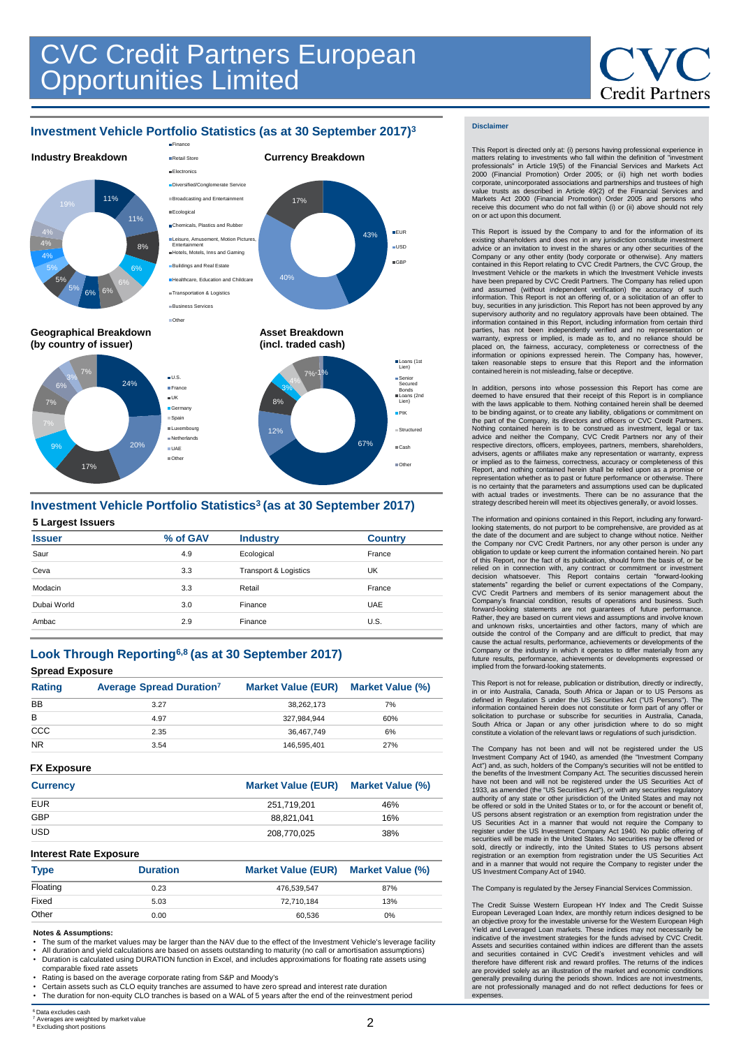# CVC Credit Partners European Opportunities Limited

## Investment Vehicle Portfolio Statistics (as at 30 September 2017)[3]

### Industry Breakdown

19%
11%
11%
8%
6%
6%
6%
6%
5%
5%
5%
4%
4%
4%

Finance
Retail Store
Electronics
Diversified/Conglomerate Service
Broadcasting and Entertainment
Ecological
Chemicals, Plastics and Rubber
Leisure, Amusement, Motion Pictures, Entertainment
Hotels, Motels, Inns and Gaming
Buildings and Real Estate
Healthcare, Education and Childcare
Transportation & Logistics
Business Services
Other

### Currency Breakdown

43%
40%
17%

EUR
USD
GBP

### Geographical Breakdown (by country of issuer)

24%
20%
17%
9%
7%
7%
6%
3%
7%

U.S.
France
UK
Germany
Spain
Luxembourg
Netherlands
UAE
Other

### Asset Breakdown (incl. traded cash)

67%
12%
8%
3%
4%
7%
-1%

Loans (1st Lien)
Senior Secured Bonds
Loans (2nd Lien)
PIK
Structured
Cash
Other

## Investment Vehicle Portfolio Statistics[3] (as at 30 September 2017)

### 5 Largest Issuers

| Issuer | % of GAV | Industry | Country |
|---|---|---|---|
| Saur | 4.9 | Ecological | France |
| Ceva | 3.3 | Transport & Logistics | UK |
| Modacin | 3.3 | Retail | France |
| Dubai World | 3.0 | Finance | UAE |
| Ambac | 2.9 | Finance | U.S. |

## Look Through Reporting[6,8] (as at 30 September 2017)

### Spread Exposure

| Rating | Average Spread Duration[7] | Market Value (EUR) | Market Value (%) |
|---|---|---|---|
| BB | 3.27 | 38,262,173 | 7% |
| B | 4.97 | 327,984,944 | 60% |
| CCC | 2.35 | 36,467,749 | 6% |
| NR | 3.54 | 146,595,401 | 27% |

### FX Exposure

| Currency | Market Value (EUR) | Market Value (%) |
|---|---|---|
| EUR | 251,719,201 | 46% |
| GBP | 88,821,041 | 16% |
| USD | 208,770,025 | 38% |

### Interest Rate Exposure

| Type | Duration | Market Value (EUR) | Market Value (%) |
|---|---|---|---|
| Floating | 0.23 | 476,539,547 | 87% |
| Fixed | 5.03 | 72,710,184 | 13% |
| Other | 0.00 | 60,536 | 0% |

**Notes & Assumptions:**

- The sum of the market values may be larger than the NAV due to the effect of the Investment Vehicle's leverage facility
- All duration and yield calculations are based on assets outstanding to maturity (no call or amortisation assumptions)
- Duration is calculated using DURATION function in Excel, and includes approximations for floating rate assets using comparable fixed rate assets
- Rating is based on the average corporate rating from S&P and Moody's
- Certain assets such as CLO equity tranches are assumed to have zero spread and interest rate duration
- The duration for non-equity CLO tranches is based on a WAL of 5 years after the end of the reinvestment period

[6] Data excludes cash
[7] Averages are weighted by market value
[8] Excluding short positions

### Disclaimer

This Report is directed only at: (i) persons having professional experience in matters relating to investments who fall within the definition of "investment professionals" in Article 19(5) of the Financial Services and Markets Act 2000 (Financial Promotion) Order 2005; or (ii) high net worth bodies corporate, unincorporated associations and partnerships and trustees of high value trusts as described in Article 49(2) of the Financial Services and Markets Act 2000 (Financial Promotion) Order 2005 and persons who receive this document who do not fall within (i) or (ii) above should not rely on or act upon this document.

This Report is issued by the Company to and for the information of its existing shareholders and does not in any jurisdiction constitute investment advice or an invitation to invest in the shares or any other securities of the Company or any other entity (body corporate or otherwise). Any matters contained in this Report relating to CVC Credit Partners, the CVC Group, the Investment Vehicle or the markets in which the Investment Vehicle invests have been prepared by CVC Credit Partners. The Company has relied upon and assumed (without independent verification) the accuracy of such information. This Report is not an offering of, or a solicitation of an offer to buy, securities in any jurisdiction. This Report has not been approved by any supervisory authority and no regulatory approvals have been obtained. The information contained in this Report, including information from certain third parties, has not been independently verified and no representation or warranty, express or implied, is made as to, and no reliance should be placed on, the fairness, accuracy, completeness or correctness of the information or opinions expressed herein. The Company has, however, taken reasonable steps to ensure that this Report and the information contained herein is not misleading, false or deceptive.

In addition, persons into whose possession this Report has come are deemed to have ensured that their receipt of this Report is in compliance with the laws applicable to them. Nothing contained herein shall be deemed to be binding against, or to create any liability, obligations or commitment on the part of the Company, its directors and officers or CVC Credit Partners. Nothing contained herein is to be construed as investment, legal or tax advice and neither the Company, CVC Credit Partners nor any of their respective directors, officers, employees, partners, members, shareholders, advisers, agents or affiliates make any representation or warranty, express or implied as to the fairness, correctness, accuracy or completeness of this Report, and nothing contained herein shall be relied upon as a promise or representation whether as to past or future performance or otherwise. There is no certainty that the parameters and assumptions used can be duplicated with actual trades or investments. There can be no assurance that the strategy described herein will meet its objectives generally, or avoid losses.

The information and opinions contained in this Report, including any forward-looking statements, do not purport to be comprehensive, are provided as at the date of the document and are subject to change without notice. Neither the Company nor CVC Credit Partners, nor any other person is under any obligation to update or keep current the information contained herein. No part of this Report, nor the fact of its publication, should form the basis of, or be relied on in connection with, any contract or commitment or investment decision whatsoever. This Report contains certain "forward-looking statements" regarding the belief or current expectations of the Company, CVC Credit Partners and members of its senior management about the Company's financial condition, results of operations and business. Such forward-looking statements are not guarantees of future performance. Rather, they are based on current views and assumptions and involve known and unknown risks, uncertainties and other factors, many of which are outside the control of the Company and are difficult to predict, that may cause the actual results, performance, achievements or developments of the Company or the industry in which it operates to differ materially from any future results, performance, achievements or developments expressed or implied from the forward-looking statements.

This Report is not for release, publication or distribution, directly or indirectly, in or into Australia, Canada, South Africa or Japan or to US Persons as defined in Regulation S under the US Securities Act ("US Persons"). The information contained herein does not constitute or form part of any offer or solicitation to purchase or subscribe for securities in Australia, Canada, South Africa or Japan or any other jurisdiction where to do so might constitute a violation of the relevant laws or regulations of such jurisdiction.

The Company has not been and will not be registered under the US Investment Company Act of 1940, as amended (the "Investment Company Act") and, as such, holders of the Company's securities will not be entitled to the benefits of the Investment Company Act. The securities discussed herein have not been and will not be registered under the US Securities Act of 1933, as amended (the "US Securities Act"), or with any securities regulatory authority of any state or other jurisdiction of the United States and may not be offered or sold in the United States or to, or for the account or benefit of, US persons absent registration or an exemption from registration under the US Securities Act in a manner that would not require the Company to register under the US Investment Company Act 1940. No public offering of securities will be made in the United States. No securities may be offered or sold, directly or indirectly, into the United States to US persons absent registration or an exemption from registration under the US Securities Act and in a manner that would not require the Company to register under the US Investment Company Act of 1940.

The Company is regulated by the Jersey Financial Services Commission.

The Credit Suisse Western European HY Index and The Credit Suisse European Leveraged Loan Index, are monthly return indices designed to be an objective proxy for the investable universe for the Western European High Yield and Leveraged Loan markets. These indices may not necessarily be indicative of the investment strategies for the funds advised by CVC Credit. Assets and securities contained within indices are different than the assets and securities contained in CVC Credit's investment vehicles and will therefore have different risk and reward profiles. The returns of the indices are provided solely as an illustration of the market and economic conditions generally prevailing during the periods shown. Indices are not investments, are not professionally managed and do not reflect deductions for fees or expenses.